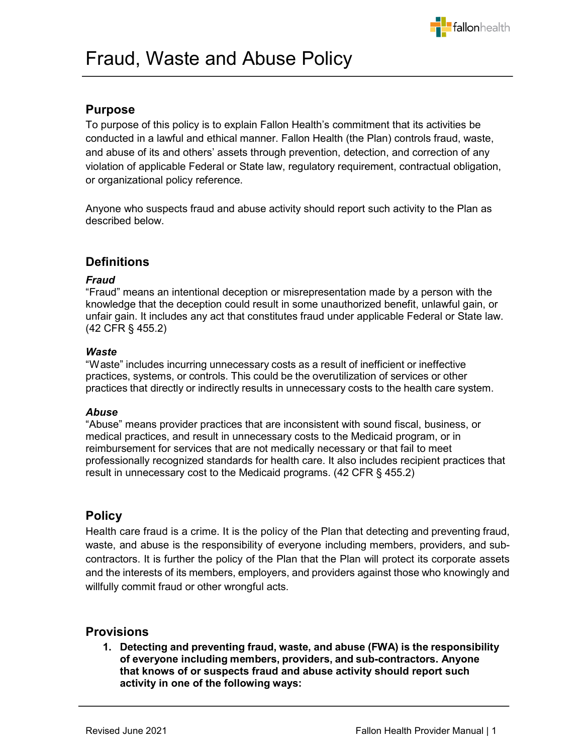# Fraud, Waste and Abuse Policy

## Purpose

To purpose of this policy is to explain Fallon Health's commitment that its activities be conducted in a lawful and ethical manner. Fallon Health (the Plan) controls fraud, waste, and abuse of its and others' assets through prevention, detection, and correction of any violation of applicable Federal or State law, regulatory requirement, contractual obligation, or organizational policy reference.

Anyone who suspects fraud and abuse activity should report such activity to the Plan as described below.

## Definitions

### *Fraud*

"Fraud" means an intentional deception or misrepresentation made by a person with the knowledge that the deception could result in some unauthorized benefit, unlawful gain, or unfair gain. It includes any act that constitutes fraud under applicable Federal or State law. (42 CFR § 455.2)

### *Waste*

"Waste" includes incurring unnecessary costs as a result of inefficient or ineffective practices, systems, or controls. This could be the overutilization of services or other practices that directly or indirectly results in unnecessary costs to the health care system.

### *Abuse*

"Abuse" means provider practices that are inconsistent with sound fiscal, business, or medical practices, and result in unnecessary costs to the Medicaid program, or in reimbursement for services that are not medically necessary or that fail to meet professionally recognized standards for health care. It also includes recipient practices that result in unnecessary cost to the Medicaid programs. (42 CFR § 455.2)

## Policy

Health care fraud is a crime. It is the policy of the Plan that detecting and preventing fraud, waste, and abuse is the responsibility of everyone including members, providers, and sub-contractors. It is further the policy of the Plan that the Plan will protect its corporate assets and the interests of its members, employers, and providers against those who knowingly and willfully commit fraud or other wrongful acts.

## Provisions

1. **Detecting and preventing fraud, waste, and abuse (FWA) is the responsibility of everyone including members, providers, and sub-contractors. Anyone that knows of or suspects fraud and abuse activity should report such activity in one of the following ways:**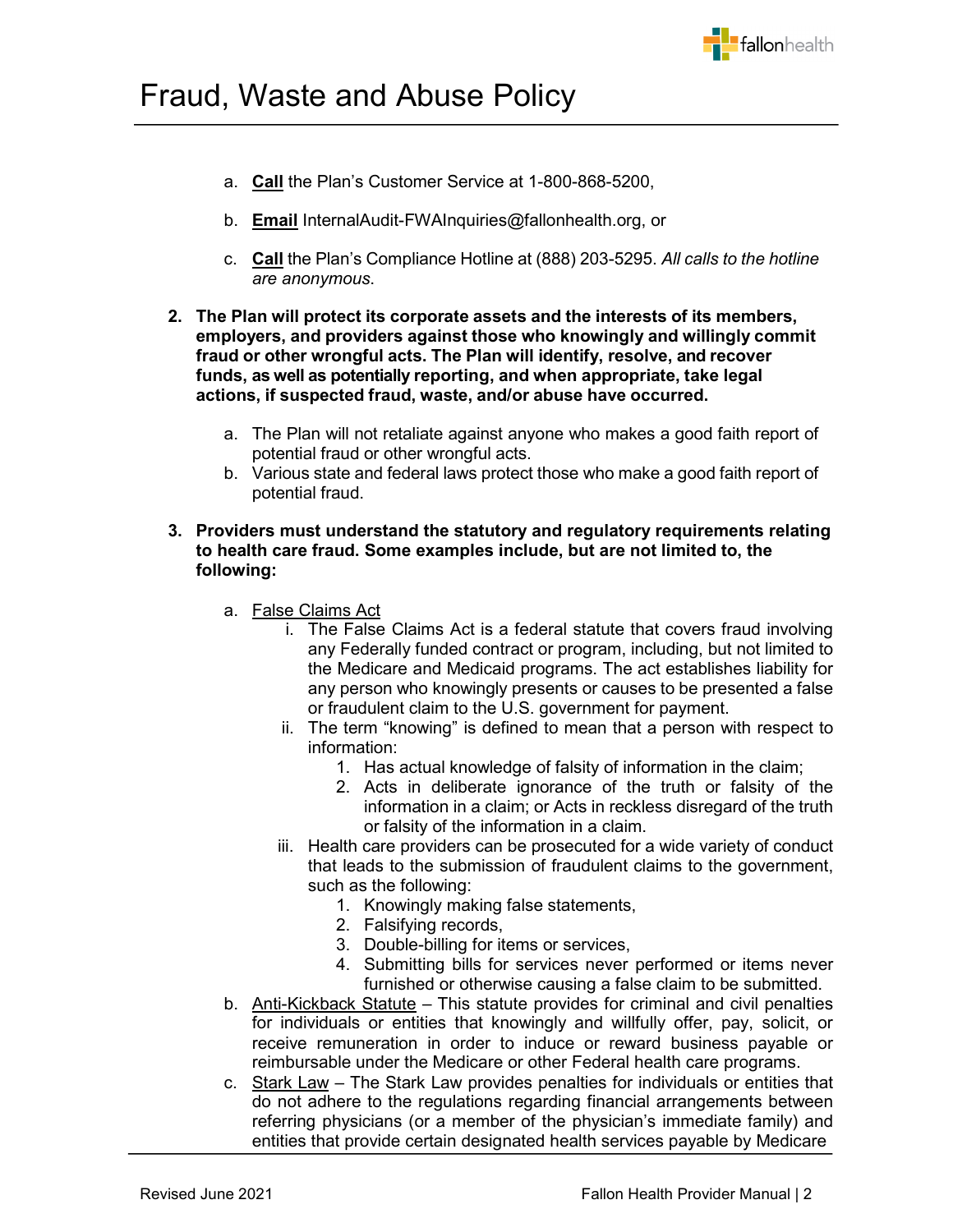# Fraud, Waste and Abuse Policy

   a. **Call** the Plan's Customer Service at 1-800-868-5200,

   b. **Email** InternalAudit-FWAInquiries@fallonhealth.org, or

   c. **Call** the Plan's Compliance Hotline at (888) 203-5295. *All calls to the hotline are anonymous*.

2. **The Plan will protect its corporate assets and the interests of its members, employers, and providers against those who knowingly and willingly commit fraud or other wrongful acts. The Plan will identify, resolve, and recover funds, as well as potentially reporting, and when appropriate, take legal actions, if suspected fraud, waste, and/or abuse have occurred.**

   a. The Plan will not retaliate against anyone who makes a good faith report of potential fraud or other wrongful acts.
   b. Various state and federal laws protect those who make a good faith report of potential fraud.

3. **Providers must understand the statutory and regulatory requirements relating to health care fraud. Some examples include, but are not limited to, the following:**

   a. False Claims Act
      i. The False Claims Act is a federal statute that covers fraud involving any Federally funded contract or program, including, but not limited to the Medicare and Medicaid programs. The act establishes liability for any person who knowingly presents or causes to be presented a false or fraudulent claim to the U.S. government for payment.
      ii. The term "knowing" is defined to mean that a person with respect to information:
         1. Has actual knowledge of falsity of information in the claim;
         2. Acts in deliberate ignorance of the truth or falsity of the information in a claim; or Acts in reckless disregard of the truth or falsity of the information in a claim.
      iii. Health care providers can be prosecuted for a wide variety of conduct that leads to the submission of fraudulent claims to the government, such as the following:
         1. Knowingly making false statements,
         2. Falsifying records,
         3. Double-billing for items or services,
         4. Submitting bills for services never performed or items never furnished or otherwise causing a false claim to be submitted.

   b. Anti-Kickback Statute – This statute provides for criminal and civil penalties for individuals or entities that knowingly and willfully offer, pay, solicit, or receive remuneration in order to induce or reward business payable or reimbursable under the Medicare or other Federal health care programs.

   c. Stark Law – The Stark Law provides penalties for individuals or entities that do not adhere to the regulations regarding financial arrangements between referring physicians (or a member of the physician's immediate family) and entities that provide certain designated health services payable by Medicare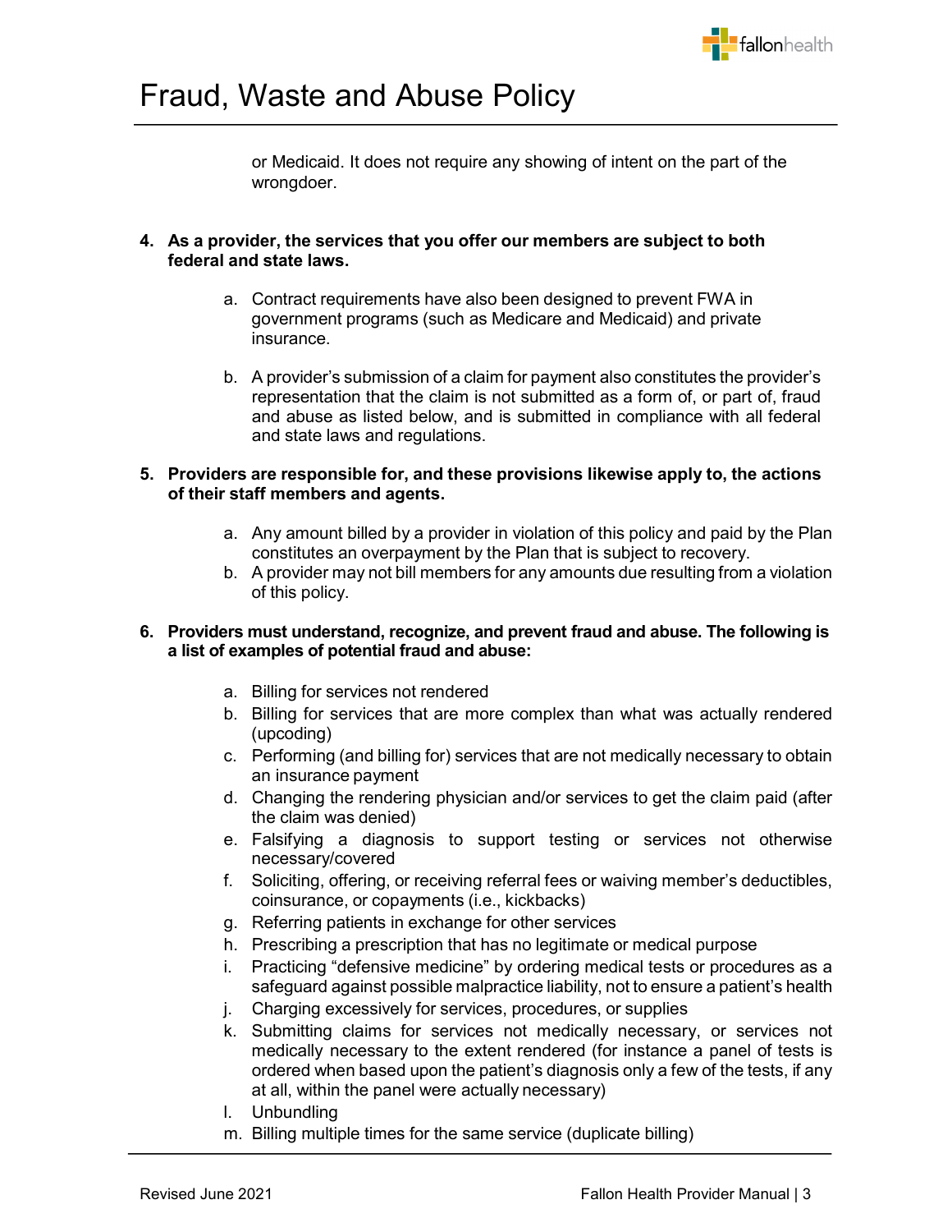or Medicaid. It does not require any showing of intent on the part of the wrongdoer.

4. **As a provider, the services that you offer our members are subject to both federal and state laws.**
   a. Contract requirements have also been designed to prevent FWA in government programs (such as Medicare and Medicaid) and private insurance.
   b. A provider's submission of a claim for payment also constitutes the provider's representation that the claim is not submitted as a form of, or part of, fraud and abuse as listed below, and is submitted in compliance with all federal and state laws and regulations.

5. **Providers are responsible for, and these provisions likewise apply to, the actions of their staff members and agents.**
   a. Any amount billed by a provider in violation of this policy and paid by the Plan constitutes an overpayment by the Plan that is subject to recovery.
   b. A provider may not bill members for any amounts due resulting from a violation of this policy.

6. **Providers must understand, recognize, and prevent fraud and abuse. The following is a list of examples of potential fraud and abuse:**
   a. Billing for services not rendered
   b. Billing for services that are more complex than what was actually rendered (upcoding)
   c. Performing (and billing for) services that are not medically necessary to obtain an insurance payment
   d. Changing the rendering physician and/or services to get the claim paid (after the claim was denied)
   e. Falsifying a diagnosis to support testing or services not otherwise necessary/covered
   f. Soliciting, offering, or receiving referral fees or waiving member's deductibles, coinsurance, or copayments (i.e., kickbacks)
   g. Referring patients in exchange for other services
   h. Prescribing a prescription that has no legitimate or medical purpose
   i. Practicing "defensive medicine" by ordering medical tests or procedures as a safeguard against possible malpractice liability, not to ensure a patient's health
   j. Charging excessively for services, procedures, or supplies
   k. Submitting claims for services not medically necessary, or services not medically necessary to the extent rendered (for instance a panel of tests is ordered when based upon the patient's diagnosis only a few of the tests, if any at all, within the panel were actually necessary)
   l. Unbundling
   m. Billing multiple times for the same service (duplicate billing)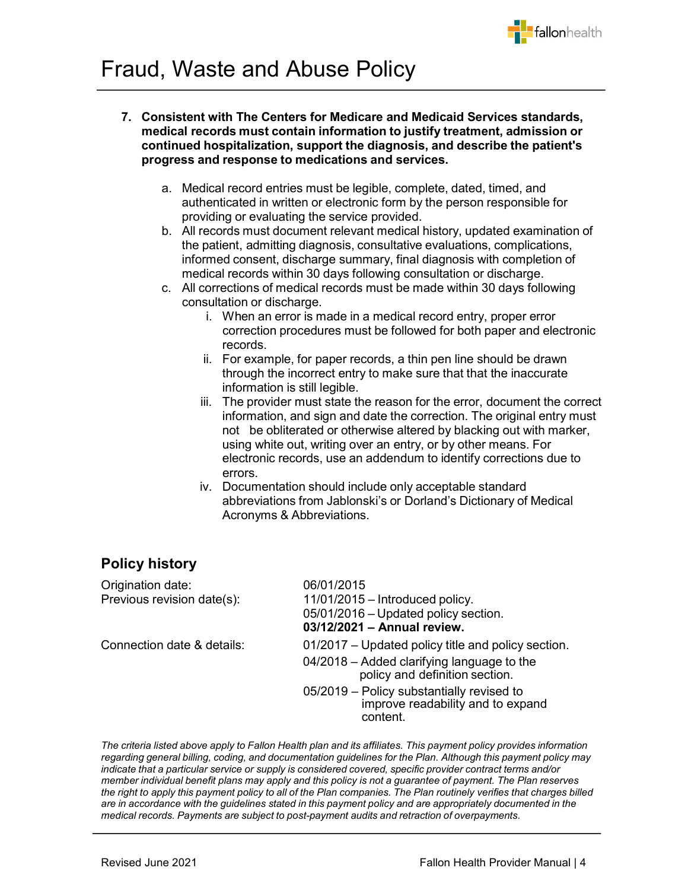# Fraud, Waste and Abuse Policy

7. **Consistent with The Centers for Medicare and Medicaid Services standards, medical records must contain information to justify treatment, admission or continued hospitalization, support the diagnosis, and describe the patient's progress and response to medications and services.**

   a. Medical record entries must be legible, complete, dated, timed, and authenticated in written or electronic form by the person responsible for providing or evaluating the service provided.
   b. All records must document relevant medical history, updated examination of the patient, admitting diagnosis, consultative evaluations, complications, informed consent, discharge summary, final diagnosis with completion of medical records within 30 days following consultation or discharge.
   c. All corrections of medical records must be made within 30 days following consultation or discharge.
      i. When an error is made in a medical record entry, proper error correction procedures must be followed for both paper and electronic records.
      ii. For example, for paper records, a thin pen line should be drawn through the incorrect entry to make sure that that the inaccurate information is still legible.
      iii. The provider must state the reason for the error, document the correct information, and sign and date the correction. The original entry must not be obliterated or otherwise altered by blacking out with marker, using white out, writing over an entry, or by other means. For electronic records, use an addendum to identify corrections due to errors.
      iv. Documentation should include only acceptable standard abbreviations from Jablonski's or Dorland's Dictionary of Medical Acronyms & Abbreviations.

## Policy history

| | |
|---|---|
| Origination date: | 06/01/2015 |
| Previous revision date(s): | 11/01/2015 – Introduced policy.<br>05/01/2016 – Updated policy section.<br>**03/12/2021 – Annual review.** |
| Connection date & details: | 01/2017 – Updated policy title and policy section.<br>04/2018 – Added clarifying language to the policy and definition section.<br>05/2019 – Policy substantially revised to improve readability and to expand content. |

*The criteria listed above apply to Fallon Health plan and its affiliates. This payment policy provides information regarding general billing, coding, and documentation guidelines for the Plan. Although this payment policy may indicate that a particular service or supply is considered covered, specific provider contract terms and/or member individual benefit plans may apply and this policy is not a guarantee of payment. The Plan reserves the right to apply this payment policy to all of the Plan companies. The Plan routinely verifies that charges billed are in accordance with the guidelines stated in this payment policy and are appropriately documented in the medical records. Payments are subject to post-payment audits and retraction of overpayments.*